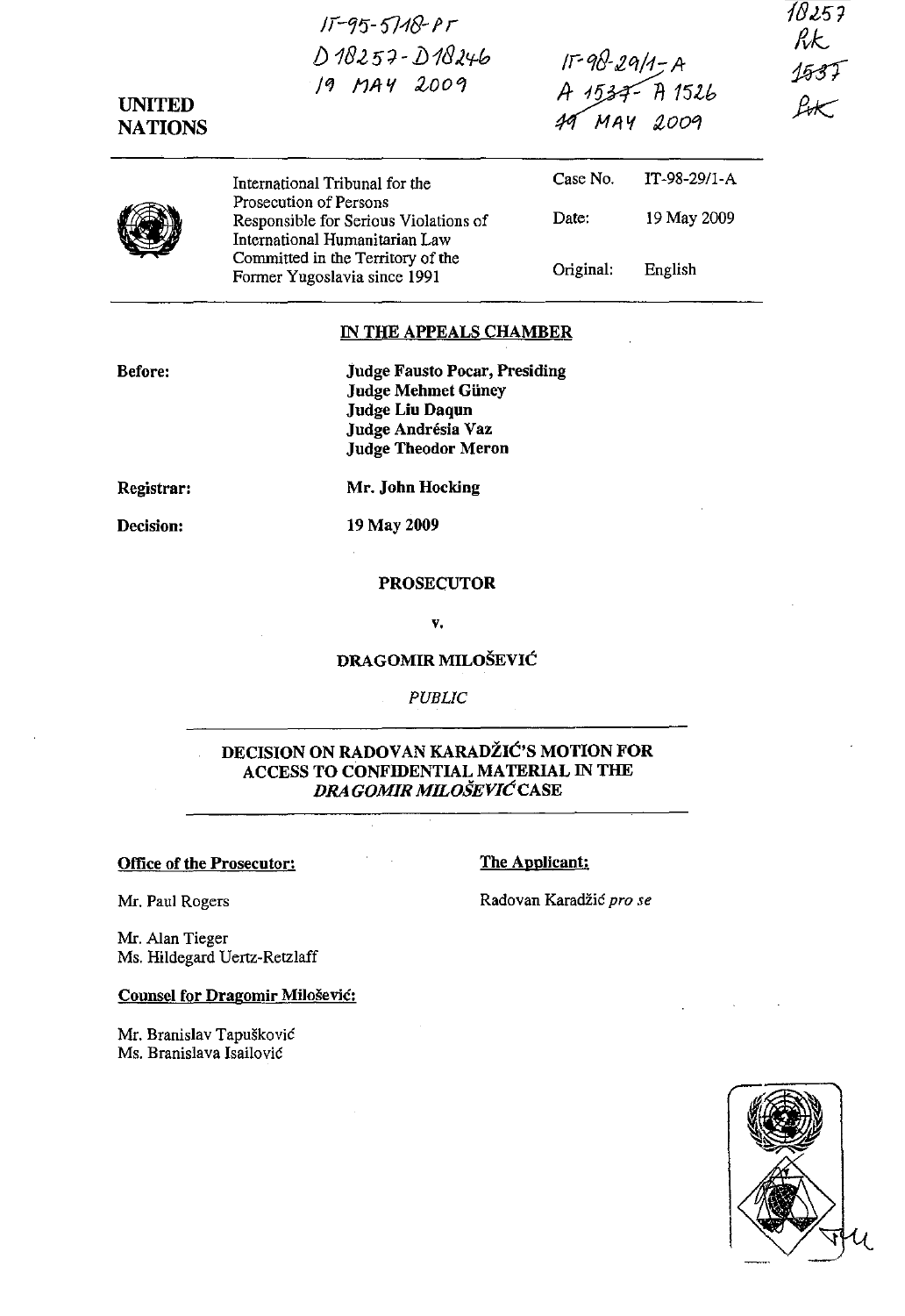IT-95-5/18-PT
D 18257 - D 18246
19 MAY 2009

IT-98-29/1-A
A 1537 - A 1526
19 MAY 2009

18257
RK
1537
RK

**UNITED NATIONS**

| | |
|---|---|
| International Tribunal for the Prosecution of Persons Responsible for Serious Violations of International Humanitarian Law Committed in the Territory of the Former Yugoslavia since 1991 | Case No. IT-98-29/1-A |
| | Date: 19 May 2009 |
| | Original: English |

## IN THE APPEALS CHAMBER

**Before:**
**Judge Fausto Pocar, Presiding**
**Judge Mehmet Güney**
**Judge Liu Daqun**
**Judge Andrésia Vaz**
**Judge Theodor Meron**

**Registrar:** **Mr. John Hocking**

**Decision:** **19 May 2009**

**PROSECUTOR**

**v.**

**DRAGOMIR MILOŠEVIĆ**

*PUBLIC*

## DECISION ON RADOVAN KARADŽIĆ'S MOTION FOR ACCESS TO CONFIDENTIAL MATERIAL IN THE *DRAGOMIR MILOŠEVIĆ* CASE

**Office of the Prosecutor:**

Mr. Paul Rogers

Mr. Alan Tieger
Ms. Hildegard Uertz-Retzlaff

**The Applicant:**

Radovan Karadžić *pro se*

**Counsel for Dragomir Milošević:**

Mr. Branislav Tapušković
Ms. Branislava Isailović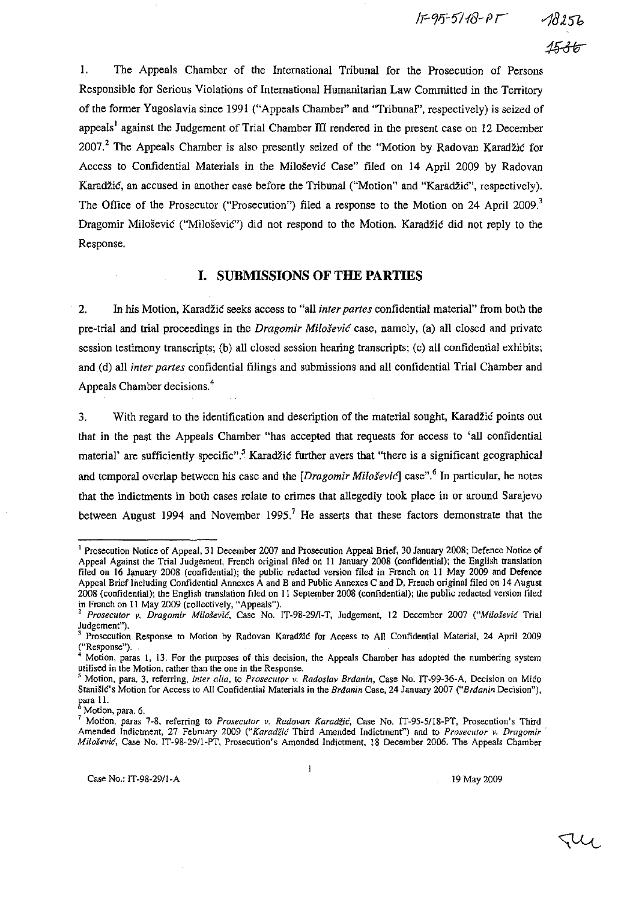1. The Appeals Chamber of the International Tribunal for the Prosecution of Persons Responsible for Serious Violations of International Humanitarian Law Committed in the Territory of the former Yugoslavia since 1991 ("Appeals Chamber" and "Tribunal", respectively) is seized of appeals[1] against the Judgement of Trial Chamber III rendered in the present case on 12 December 2007.[2] The Appeals Chamber is also presently seized of the "Motion by Radovan Karadžić for Access to Confidential Materials in the Milošević Case" filed on 14 April 2009 by Radovan Karadžić, an accused in another case before the Tribunal ("Motion" and "Karadžić", respectively). The Office of the Prosecutor ("Prosecution") filed a response to the Motion on 24 April 2009.[3] Dragomir Milošević ("Milošević") did not respond to the Motion. Karadžić did not reply to the Response.

## I. SUBMISSIONS OF THE PARTIES

2. In his Motion, Karadžić seeks access to "all *inter partes* confidential material" from both the pre-trial and trial proceedings in the *Dragomir Milošević* case, namely, (a) all closed and private session testimony transcripts; (b) all closed session hearing transcripts; (c) all confidential exhibits; and (d) all *inter partes* confidential filings and submissions and all confidential Trial Chamber and Appeals Chamber decisions.[4]

3. With regard to the identification and description of the material sought, Karadžić points out that in the past the Appeals Chamber "has accepted that requests for access to 'all confidential material' are sufficiently specific".[5] Karadžić further avers that "there is a significant geographical and temporal overlap between his case and the [*Dragomir Milošević*] case".[6] In particular, he notes that the indictments in both cases relate to crimes that allegedly took place in or around Sarajevo between August 1994 and November 1995.[7] He asserts that these factors demonstrate that the

---

[1] Prosecution Notice of Appeal, 31 December 2007 and Prosecution Appeal Brief, 30 January 2008; Defence Notice of Appeal Against the Trial Judgement, French original filed on 11 January 2008 (confidential); the English translation filed on 16 January 2008 (confidential); the public redacted version filed in French on 11 May 2009 and Defence Appeal Brief Including Confidential Annexes A and B and Public Annexes C and D, French original filed on 14 August 2008 (confidential); the English translation filed on 11 September 2008 (confidential); the public redacted version filed in French on 11 May 2009 (collectively, "Appeals").

[2] *Prosecutor v. Dragomir Milošević*, Case No. IT-98-29/1-T, Judgement, 12 December 2007 ("*Milošević* Trial Judgement").

[3] Prosecution Response to Motion by Radovan Karadžić for Access to All Confidential Material, 24 April 2009 ("Response").

[4] Motion, paras 1, 13. For the purposes of this decision, the Appeals Chamber has adopted the numbering system utilised in the Motion, rather than the one in the Response.

[5] Motion, para. 3, referring, *inter alia*, to *Prosecutor v. Radoslav Brđanin*, Case No. IT-99-36-A, Decision on Mićo Stanišić's Motion for Access to All Confidential Materials in the *Brđanin* Case, 24 January 2007 ("*Brđanin* Decision"), para 11.

[6] Motion, para. 6.

[7] Motion, paras 7-8, referring to *Prosecutor v. Radovan Karadžić*, Case No. IT-95-5/18-PT, Prosecution's Third Amended Indictment, 27 February 2009 ("*Karadžić* Third Amended Indictment") and to *Prosecutor v. Dragomir Milošević*, Case No. IT-98-29/1-PT, Prosecution's Amended Indictment, 18 December 2006. The Appeals Chamber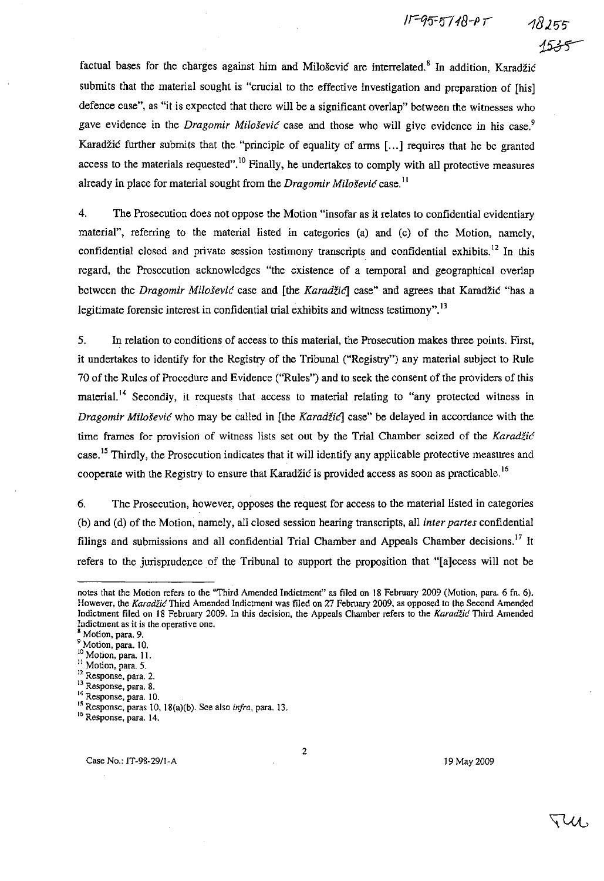factual bases for the charges against him and Milošević are interrelated.[8] In addition, Karadžić submits that the material sought is "crucial to the effective investigation and preparation of [his] defence case", as "it is expected that there will be a significant overlap" between the witnesses who gave evidence in the *Dragomir Milošević* case and those who will give evidence in his case.[9] Karadžić further submits that the "principle of equality of arms [...] requires that he be granted access to the materials requested".[10] Finally, he undertakes to comply with all protective measures already in place for material sought from the *Dragomir Milošević* case.[11]

4. The Prosecution does not oppose the Motion "insofar as it relates to confidential evidentiary material", referring to the material listed in categories (a) and (c) of the Motion, namely, confidential closed and private session testimony transcripts and confidential exhibits.[12] In this regard, the Prosecution acknowledges "the existence of a temporal and geographical overlap between the *Dragomir Milošević* case and [the *Karadžić*] case" and agrees that Karadžić "has a legitimate forensic interest in confidential trial exhibits and witness testimony".[13]

5. In relation to conditions of access to this material, the Prosecution makes three points. First, it undertakes to identify for the Registry of the Tribunal ("Registry") any material subject to Rule 70 of the Rules of Procedure and Evidence ("Rules") and to seek the consent of the providers of this material.[14] Secondly, it requests that access to material relating to "any protected witness in *Dragomir Milošević* who may be called in [the *Karadžić*] case" be delayed in accordance with the time frames for provision of witness lists set out by the Trial Chamber seized of the *Karadžić* case.[15] Thirdly, the Prosecution indicates that it will identify any applicable protective measures and cooperate with the Registry to ensure that Karadžić is provided access as soon as practicable.[16]

6. The Prosecution, however, opposes the request for access to the material listed in categories (b) and (d) of the Motion, namely, all closed session hearing transcripts, all *inter partes* confidential filings and submissions and all confidential Trial Chamber and Appeals Chamber decisions.[17] It refers to the jurisprudence of the Tribunal to support the proposition that "[a]ccess will not be

---

notes that the Motion refers to the "Third Amended Indictment" as filed on 18 February 2009 (Motion, para. 6 fn. 6). However, the *Karadžić* Third Amended Indictment was filed on 27 February 2009, as opposed to the Second Amended Indictment filed on 18 February 2009. In this decision, the Appeals Chamber refers to the *Karadžić* Third Amended Indictment as it is the operative one.

[8] Motion, para. 9.
[9] Motion, para. 10.
[10] Motion, para. 11.
[11] Motion, para. 5.
[12] Response, para. 2.
[13] Response, para. 8.
[14] Response, para. 10.
[15] Response, paras 10, 18(a)(b). See also *infra*, para. 13.
[16] Response, para. 14.

Case No.: IT-98-29/1-A 19 May 2009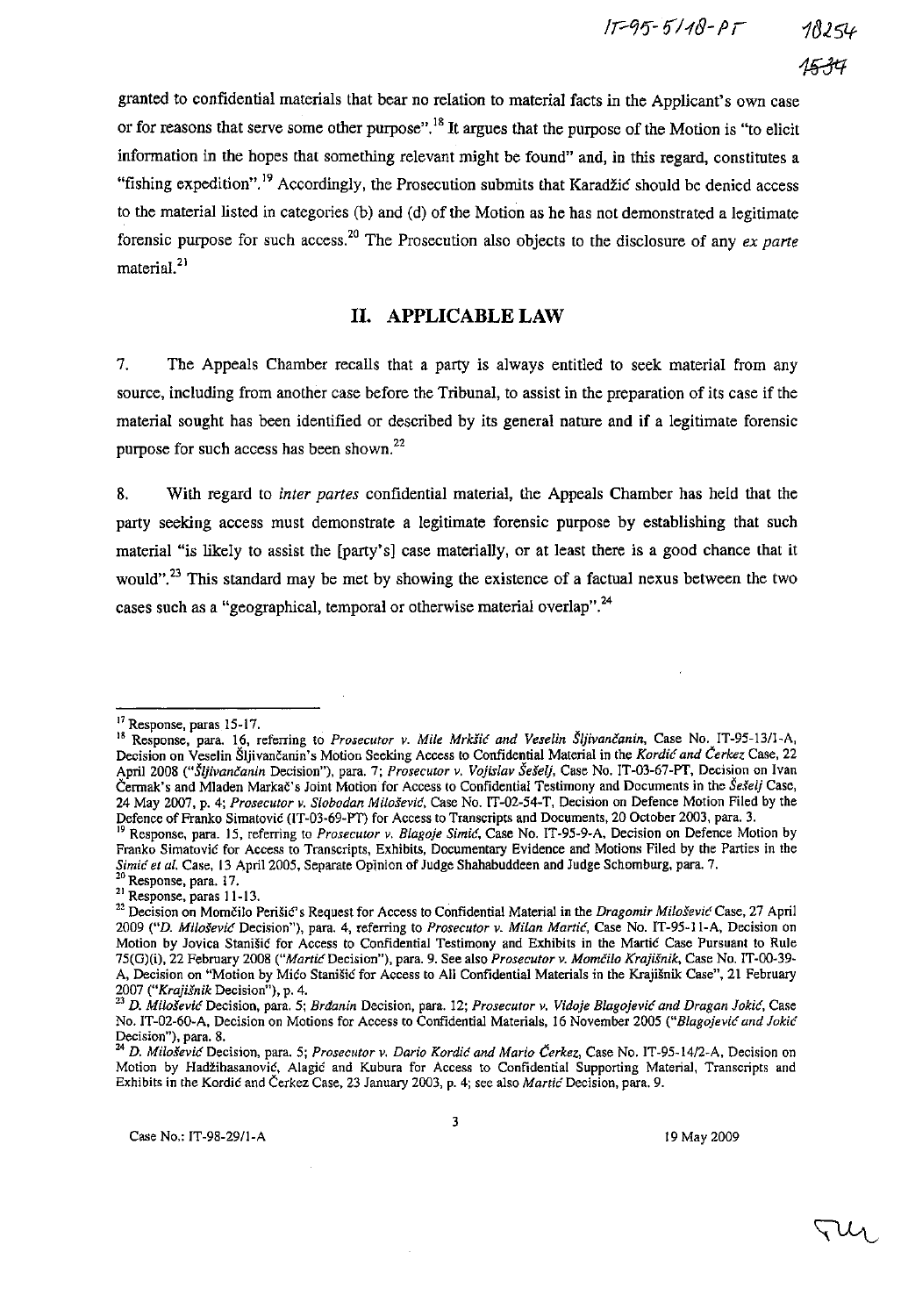granted to confidential materials that bear no relation to material facts in the Applicant's own case or for reasons that serve some other purpose".[18] It argues that the purpose of the Motion is "to elicit information in the hopes that something relevant might be found" and, in this regard, constitutes a "fishing expedition".[19] Accordingly, the Prosecution submits that Karadžić should be denied access to the material listed in categories (b) and (d) of the Motion as he has not demonstrated a legitimate forensic purpose for such access.[20] The Prosecution also objects to the disclosure of any *ex parte* material.[21]

## II. APPLICABLE LAW

7. The Appeals Chamber recalls that a party is always entitled to seek material from any source, including from another case before the Tribunal, to assist in the preparation of its case if the material sought has been identified or described by its general nature and if a legitimate forensic purpose for such access has been shown.[22]

8. With regard to *inter partes* confidential material, the Appeals Chamber has held that the party seeking access must demonstrate a legitimate forensic purpose by establishing that such material "is likely to assist the [party's] case materially, or at least there is a good chance that it would".[23] This standard may be met by showing the existence of a factual nexus between the two cases such as a "geographical, temporal or otherwise material overlap".[24]

---

[17] Response, paras 15-17.

[18] Response, para. 16, referring to *Prosecutor v. Mile Mrkšić and Veselin Šljivančanin*, Case No. IT-95-13/1-A, Decision on Veselin Šljivančanin's Motion Seeking Access to Confidential Material in the *Kordić and Čerkez* Case, 22 April 2008 ("*Šljivančanin* Decision"), para. 7; *Prosecutor v. Vojislav Šešelj*, Case No. IT-03-67-PT, Decision on Ivan Čermak's and Mladen Markač's Joint Motion for Access to Confidential Testimony and Documents in the *Šešelj* Case, 24 May 2007, p. 4; *Prosecutor v. Slobodan Milošević*, Case No. IT-02-54-T, Decision on Defence Motion Filed by the Defence of Franko Simatović (IT-03-69-PT) for Access to Transcripts and Documents, 20 October 2003, para. 3.

[19] Response, para. 15, referring to *Prosecutor v. Blagoje Simić*, Case No. IT-95-9-A, Decision on Defence Motion by Franko Simatović for Access to Transcripts, Exhibits, Documentary Evidence and Motions Filed by the Parties in the *Simić et al.* Case, 13 April 2005, Separate Opinion of Judge Shahabuddeen and Judge Schomburg, para. 7.

[20] Response, para. 17.

[21] Response, paras 11-13.

[22] Decision on Momčilo Perišić's Request for Access to Confidential Material in the *Dragomir Milošević* Case, 27 April 2009 ("*D. Milošević* Decision"), para. 4, referring to *Prosecutor v. Milan Martić*, Case No. IT-95-11-A, Decision on Motion by Jovica Stanišić for Access to Confidential Testimony and Exhibits in the Martić Case Pursuant to Rule 75(G)(i), 22 February 2008 ("*Martić* Decision"), para. 9. See also *Prosecutor v. Momčilo Krajišnik*, Case No. IT-00-39-A, Decision on "Motion by Mićo Stanišić for Access to All Confidential Materials in the Krajišnik Case", 21 February 2007 ("*Krajišnik* Decision"), p. 4.

[23] *D. Milošević* Decision, para. 5; *Brđanin* Decision, para. 12; *Prosecutor v. Vidoje Blagojević and Dragan Jokić*, Case No. IT-02-60-A, Decision on Motions for Access to Confidential Materials, 16 November 2005 ("*Blagojević and Jokić* Decision"), para. 8.

[24] *D. Milošević* Decision, para. 5; *Prosecutor v. Dario Kordić and Mario Čerkez*, Case No. IT-95-14/2-A, Decision on Motion by Hadžihasanović, Alagić and Kubura for Access to Confidential Supporting Material, Transcripts and Exhibits in the Kordić and Čerkez Case, 23 January 2003, p. 4; see also *Martić* Decision, para. 9.

Case No.: IT-98-29/1-A 19 May 2009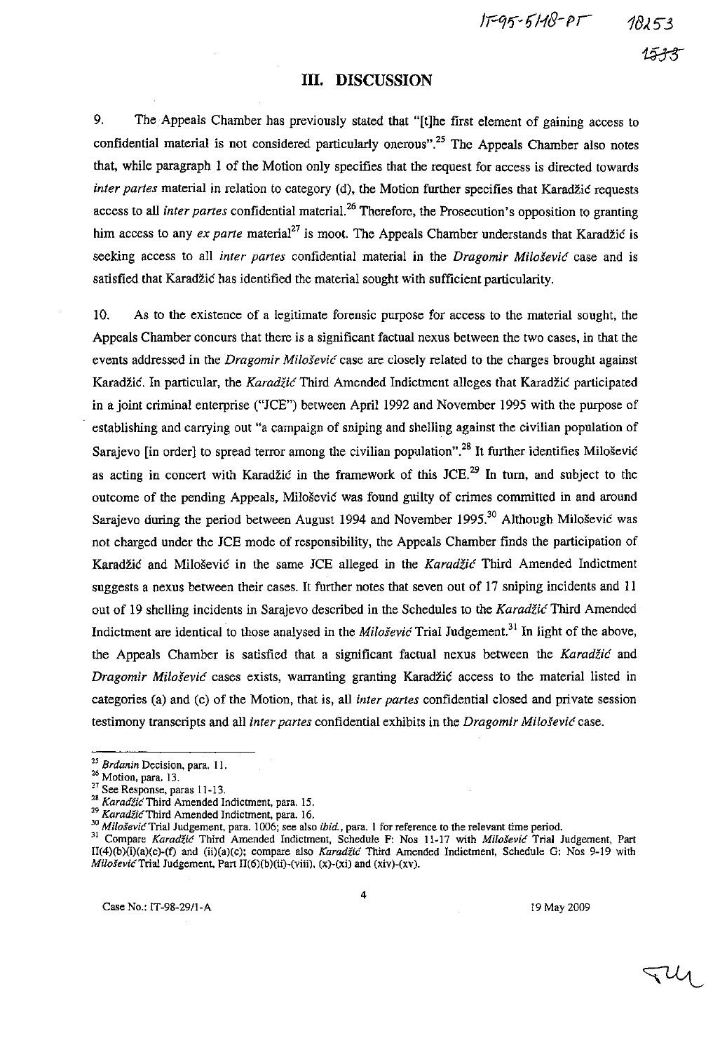## III. DISCUSSION

9. The Appeals Chamber has previously stated that "[t]he first element of gaining access to confidential material is not considered particularly onerous".[25] The Appeals Chamber also notes that, while paragraph 1 of the Motion only specifies that the request for access is directed towards *inter partes* material in relation to category (d), the Motion further specifies that Karadžić requests access to all *inter partes* confidential material.[26] Therefore, the Prosecution's opposition to granting him access to any *ex parte* material[27] is moot. The Appeals Chamber understands that Karadžić is seeking access to all *inter partes* confidential material in the *Dragomir Milošević* case and is satisfied that Karadžić has identified the material sought with sufficient particularity.

10. As to the existence of a legitimate forensic purpose for access to the material sought, the Appeals Chamber concurs that there is a significant factual nexus between the two cases, in that the events addressed in the *Dragomir Milošević* case are closely related to the charges brought against Karadžić. In particular, the *Karadžić* Third Amended Indictment alleges that Karadžić participated in a joint criminal enterprise ("JCE") between April 1992 and November 1995 with the purpose of establishing and carrying out "a campaign of sniping and shelling against the civilian population of Sarajevo [in order] to spread terror among the civilian population".[28] It further identifies Milošević as acting in concert with Karadžić in the framework of this JCE.[29] In turn, and subject to the outcome of the pending Appeals, Milošević was found guilty of crimes committed in and around Sarajevo during the period between August 1994 and November 1995.[30] Although Milošević was not charged under the JCE mode of responsibility, the Appeals Chamber finds the participation of Karadžić and Milošević in the same JCE alleged in the *Karadžić* Third Amended Indictment suggests a nexus between their cases. It further notes that seven out of 17 sniping incidents and 11 out of 19 shelling incidents in Sarajevo described in the Schedules to the *Karadžić* Third Amended Indictment are identical to those analysed in the *Milošević* Trial Judgement.[31] In light of the above, the Appeals Chamber is satisfied that a significant factual nexus between the *Karadžić* and *Dragomir Milošević* cases exists, warranting granting Karadžić access to the material listed in categories (a) and (c) of the Motion, that is, all *inter partes* confidential closed and private session testimony transcripts and all *inter partes* confidential exhibits in the *Dragomir Milošević* case.

---

[25] *Brđanin* Decision, para. 11.

[26] Motion, para. 13.

[27] See Response, paras 11-13.

[28] *Karadžić* Third Amended Indictment, para. 15.

[29] *Karadžić* Third Amended Indictment, para. 16.

[30] *Milošević* Trial Judgement, para. 1006; see also *ibid.*, para. 1 for reference to the relevant time period.

[31] Compare *Karadžić* Third Amended Indictment, Schedule F: Nos 11-17 with *Milošević* Trial Judgement, Part II(4)(b)(i)(a)(c)-(f) and (ii)(a)(c); compare also *Karadžić* Third Amended Indictment, Schedule G: Nos 9-19 with *Milošević* Trial Judgement, Part II(6)(b)(ii)-(viii), (x)-(xi) and (xiv)-(xv).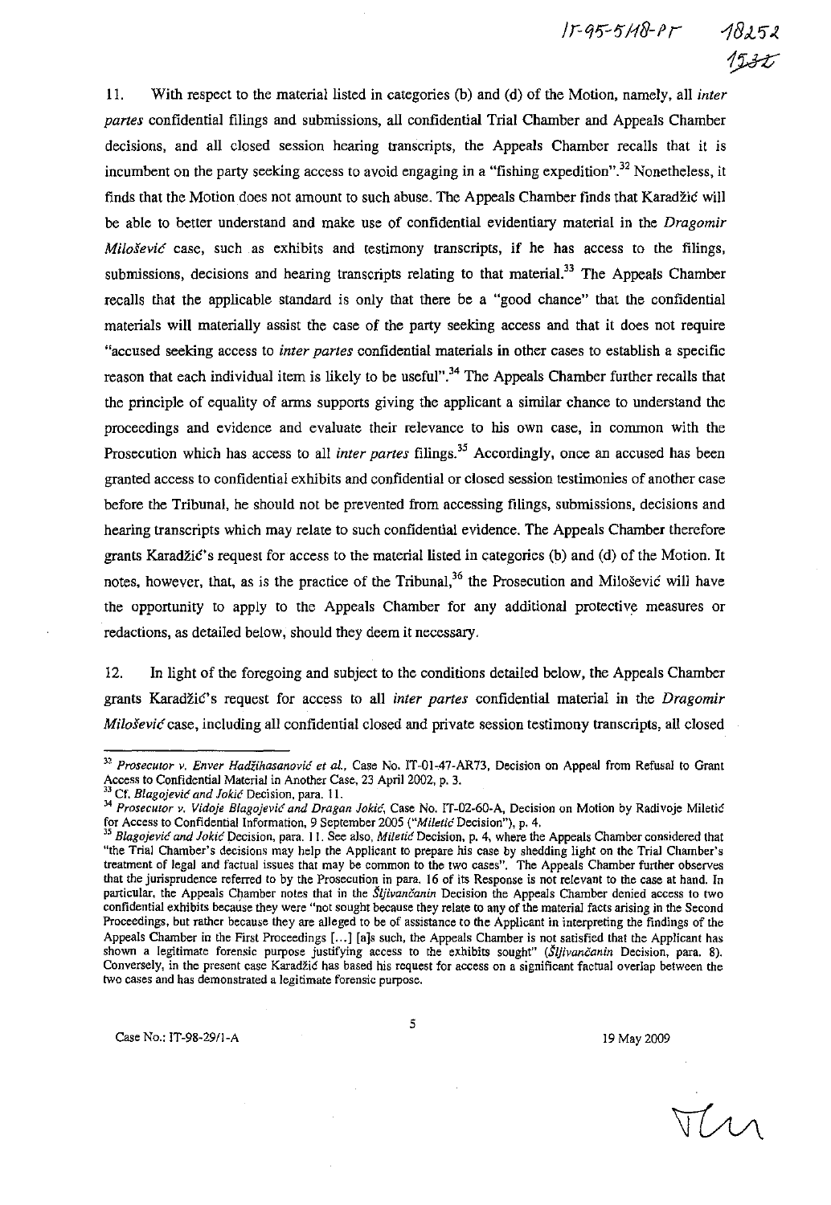11. With respect to the material listed in categories (b) and (d) of the Motion, namely, all *inter partes* confidential filings and submissions, all confidential Trial Chamber and Appeals Chamber decisions, and all closed session hearing transcripts, the Appeals Chamber recalls that it is incumbent on the party seeking access to avoid engaging in a "fishing expedition".[32] Nonetheless, it finds that the Motion does not amount to such abuse. The Appeals Chamber finds that Karadžić will be able to better understand and make use of confidential evidentiary material in the *Dragomir Milošević* case, such as exhibits and testimony transcripts, if he has access to the filings, submissions, decisions and hearing transcripts relating to that material.[33] The Appeals Chamber recalls that the applicable standard is only that there be a "good chance" that the confidential materials will materially assist the case of the party seeking access and that it does not require "accused seeking access to *inter partes* confidential materials in other cases to establish a specific reason that each individual item is likely to be useful".[34] The Appeals Chamber further recalls that the principle of equality of arms supports giving the applicant a similar chance to understand the proceedings and evidence and evaluate their relevance to his own case, in common with the Prosecution which has access to all *inter partes* filings.[35] Accordingly, once an accused has been granted access to confidential exhibits and confidential or closed session testimonies of another case before the Tribunal, he should not be prevented from accessing filings, submissions, decisions and hearing transcripts which may relate to such confidential evidence. The Appeals Chamber therefore grants Karadžić's request for access to the material listed in categories (b) and (d) of the Motion. It notes, however, that, as is the practice of the Tribunal,[36] the Prosecution and Milošević will have the opportunity to apply to the Appeals Chamber for any additional protective measures or redactions, as detailed below, should they deem it necessary.

12. In light of the foregoing and subject to the conditions detailed below, the Appeals Chamber grants Karadžić's request for access to all *inter partes* confidential material in the *Dragomir Milošević* case, including all confidential closed and private session testimony transcripts, all closed

---

[32] *Prosecutor v. Enver Hadžihasanović et al.*, Case No. IT-01-47-AR73, Decision on Appeal from Refusal to Grant Access to Confidential Material in Another Case, 23 April 2002, p. 3.

[33] Cf. *Blagojević and Jokić* Decision, para. 11.

[34] *Prosecutor v. Vidoje Blagojević and Dragan Jokić*, Case No. IT-02-60-A, Decision on Motion by Radivoje Miletić for Access to Confidential Information, 9 September 2005 ("*Miletić* Decision"), p. 4.

[35] *Blagojević and Jokić* Decision, para. 11. See also, *Miletić* Decision, p. 4, where the Appeals Chamber considered that "the Trial Chamber's decisions may help the Applicant to prepare his case by shedding light on the Trial Chamber's treatment of legal and factual issues that may be common to the two cases". The Appeals Chamber further observes that the jurisprudence referred to by the Prosecution in para. 16 of its Response is not relevant to the case at hand. In particular, the Appeals Chamber notes that in the *Šljivančanin* Decision the Appeals Chamber denied access to two confidential exhibits because they were "not sought because they relate to any of the material facts arising in the Second Proceedings, but rather because they are alleged to be of assistance to the Applicant in interpreting the findings of the Appeals Chamber in the First Proceedings [...] [a]s such, the Appeals Chamber is not satisfied that the Applicant has shown a legitimate forensic purpose justifying access to the exhibits sought" (*Šljivančanin* Decision, para. 8). Conversely, in the present case Karadžić has based his request for access on a significant factual overlap between the two cases and has demonstrated a legitimate forensic purpose.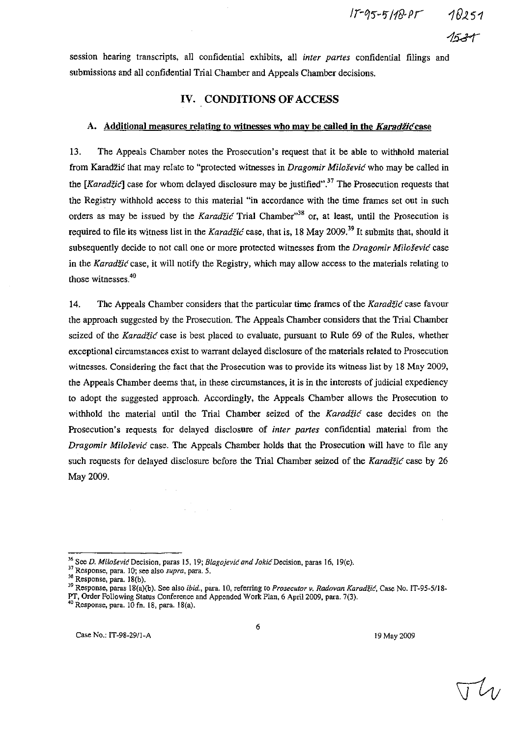session hearing transcripts, all confidential exhibits, all *inter partes* confidential filings and submissions and all confidential Trial Chamber and Appeals Chamber decisions.

## IV. CONDITIONS OF ACCESS

### A. Additional measures relating to witnesses who may be called in the *Karadžić* case

13. The Appeals Chamber notes the Prosecution's request that it be able to withhold material from Karadžić that may relate to "protected witnesses in *Dragomir Milošević* who may be called in the [*Karadžić*] case for whom delayed disclosure may be justified".[37] The Prosecution requests that the Registry withhold access to this material "in accordance with the time frames set out in such orders as may be issued by the *Karadžić* Trial Chamber"[38] or, at least, until the Prosecution is required to file its witness list in the *Karadžić* case, that is, 18 May 2009.[39] It submits that, should it subsequently decide to not call one or more protected witnesses from the *Dragomir Milošević* case in the *Karadžić* case, it will notify the Registry, which may allow access to the materials relating to those witnesses.[40]

14. The Appeals Chamber considers that the particular time frames of the *Karadžić* case favour the approach suggested by the Prosecution. The Appeals Chamber considers that the Trial Chamber seized of the *Karadžić* case is best placed to evaluate, pursuant to Rule 69 of the Rules, whether exceptional circumstances exist to warrant delayed disclosure of the materials related to Prosecution witnesses. Considering the fact that the Prosecution was to provide its witness list by 18 May 2009, the Appeals Chamber deems that, in these circumstances, it is in the interests of judicial expediency to adopt the suggested approach. Accordingly, the Appeals Chamber allows the Prosecution to withhold the material until the Trial Chamber seized of the *Karadžić* case decides on the Prosecution's requests for delayed disclosure of *inter partes* confidential material from the *Dragomir Milošević* case. The Appeals Chamber holds that the Prosecution will have to file any such requests for delayed disclosure before the Trial Chamber seized of the *Karadžić* case by 26 May 2009.

---

[36] See *D. Milošević* Decision, paras 15, 19; *Blagojević and Jokić* Decision, paras 16, 19(c).
[37] Response, para. 10; see also *supra*, para. 5.
[38] Response, para. 18(b).
[39] Response, paras 18(a)(b). See also *ibid.*, para. 10, referring to *Prosecutor v. Radovan Karadžić*, Case No. IT-95-5/18-PT, Order Following Status Conference and Appended Work Plan, 6 April 2009, para. 7(3).
[40] Response, para. 10 fn. 18, para. 18(a).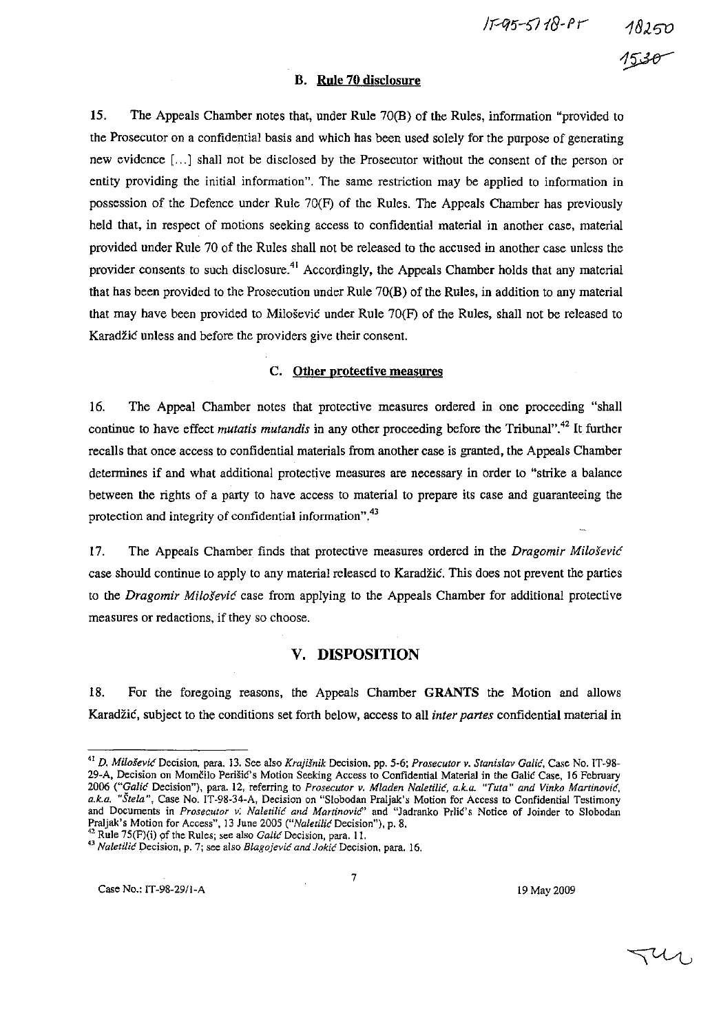### B. Rule 70 disclosure

15. The Appeals Chamber notes that, under Rule 70(B) of the Rules, information "provided to the Prosecutor on a confidential basis and which has been used solely for the purpose of generating new evidence [...] shall not be disclosed by the Prosecutor without the consent of the person or entity providing the initial information". The same restriction may be applied to information in possession of the Defence under Rule 70(F) of the Rules. The Appeals Chamber has previously held that, in respect of motions seeking access to confidential material in another case, material provided under Rule 70 of the Rules shall not be released to the accused in another case unless the provider consents to such disclosure.[41] Accordingly, the Appeals Chamber holds that any material that has been provided to the Prosecution under Rule 70(B) of the Rules, in addition to any material that may have been provided to Milošević under Rule 70(F) of the Rules, shall not be released to Karadžić unless and before the providers give their consent.

### C. Other protective measures

16. The Appeal Chamber notes that protective measures ordered in one proceeding "shall continue to have effect *mutatis mutandis* in any other proceeding before the Tribunal".[42] It further recalls that once access to confidential materials from another case is granted, the Appeals Chamber determines if and what additional protective measures are necessary in order to "strike a balance between the rights of a party to have access to material to prepare its case and guaranteeing the protection and integrity of confidential information".[43]

17. The Appeals Chamber finds that protective measures ordered in the *Dragomir Milošević* case should continue to apply to any material released to Karadžić. This does not prevent the parties to the *Dragomir Milošević* case from applying to the Appeals Chamber for additional protective measures or redactions, if they so choose.

## V. DISPOSITION

18. For the foregoing reasons, the Appeals Chamber **GRANTS** the Motion and allows Karadžić, subject to the conditions set forth below, access to all *inter partes* confidential material in

---

[41] *D. Milošević* Decision, para. 13. See also *Krajišnik* Decision, pp. 5-6; *Prosecutor v. Stanislav Galić*, Case No. IT-98-29-A, Decision on Momčilo Perišić's Motion Seeking Access to Confidential Material in the Galić Case, 16 February 2006 ("*Galić* Decision"), para. 12, referring to *Prosecutor v. Mladen Naletilić, a.k.a. "Tuta" and Vinko Martinović, a.k.a. "Štela"*, Case No. IT-98-34-A, Decision on "Slobodan Praljak's Motion for Access to Confidential Testimony and Documents in *Prosecutor v. Naletilić and Martinović*" and "Jadranko Prlić's Notice of Joinder to Slobodan Praljak's Motion for Access", 13 June 2005 ("*Naletilić* Decision"), p. 8.

[42] Rule 75(F)(i) of the Rules; see also *Galić* Decision, para. 11.

[43] *Naletilić* Decision, p. 7; see also *Blagojević and Jokić* Decision, para. 16.

Case No.: IT-98-29/1-A 19 May 2009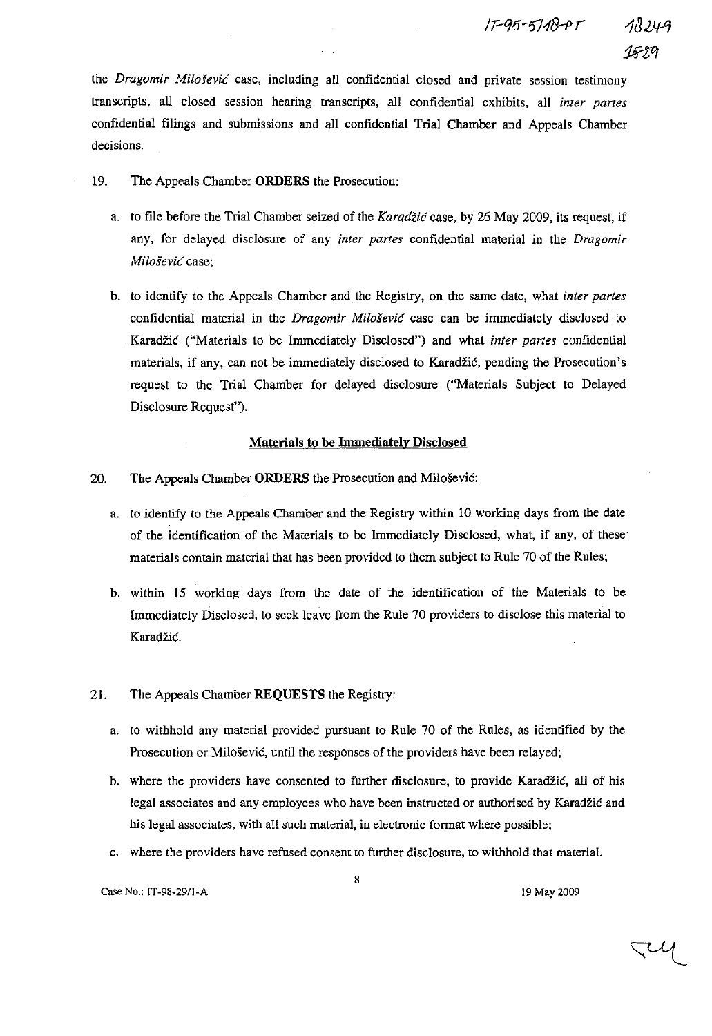the *Dragomir Milošević* case, including all confidential closed and private session testimony transcripts, all closed session hearing transcripts, all confidential exhibits, all *inter partes* confidential filings and submissions and all confidential Trial Chamber and Appeals Chamber decisions.

19. The Appeals Chamber **ORDERS** the Prosecution:

   a. to file before the Trial Chamber seized of the *Karadžić* case, by 26 May 2009, its request, if any, for delayed disclosure of any *inter partes* confidential material in the *Dragomir Milošević* case;

   b. to identify to the Appeals Chamber and the Registry, on the same date, what *inter partes* confidential material in the *Dragomir Milošević* case can be immediately disclosed to Karadžić ("Materials to be Immediately Disclosed") and what *inter partes* confidential materials, if any, can not be immediately disclosed to Karadžić, pending the Prosecution's request to the Trial Chamber for delayed disclosure ("Materials Subject to Delayed Disclosure Request").

**Materials to be Immediately Disclosed**

20. The Appeals Chamber **ORDERS** the Prosecution and Milošević:

   a. to identify to the Appeals Chamber and the Registry within 10 working days from the date of the identification of the Materials to be Immediately Disclosed, what, if any, of these materials contain material that has been provided to them subject to Rule 70 of the Rules;

   b. within 15 working days from the date of the identification of the Materials to be Immediately Disclosed, to seek leave from the Rule 70 providers to disclose this material to Karadžić.

21. The Appeals Chamber **REQUESTS** the Registry:

   a. to withhold any material provided pursuant to Rule 70 of the Rules, as identified by the Prosecution or Milošević, until the responses of the providers have been relayed;

   b. where the providers have consented to further disclosure, to provide Karadžić, all of his legal associates and any employees who have been instructed or authorised by Karadžić and his legal associates, with all such material, in electronic format where possible;

   c. where the providers have refused consent to further disclosure, to withhold that material.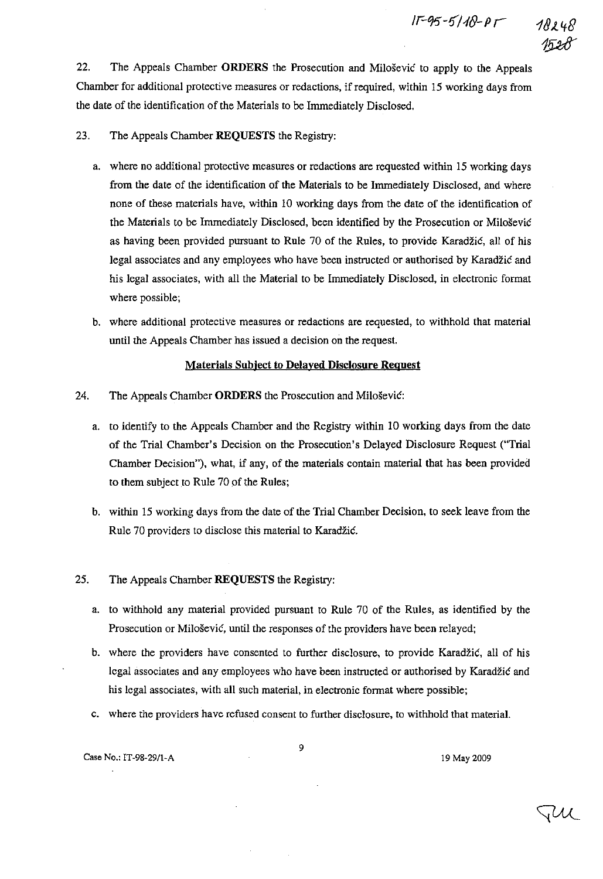22. The Appeals Chamber **ORDERS** the Prosecution and Milošević to apply to the Appeals Chamber for additional protective measures or redactions, if required, within 15 working days from the date of the identification of the Materials to be Immediately Disclosed.

23. The Appeals Chamber **REQUESTS** the Registry:

a. where no additional protective measures or redactions are requested within 15 working days from the date of the identification of the Materials to be Immediately Disclosed, and where none of these materials have, within 10 working days from the date of the identification of the Materials to be Immediately Disclosed, been identified by the Prosecution or Milošević as having been provided pursuant to Rule 70 of the Rules, to provide Karadžić, all of his legal associates and any employees who have been instructed or authorised by Karadžić and his legal associates, with all the Material to be Immediately Disclosed, in electronic format where possible;

b. where additional protective measures or redactions are requested, to withhold that material until the Appeals Chamber has issued a decision on the request.

**Materials Subject to Delayed Disclosure Request**

24. The Appeals Chamber **ORDERS** the Prosecution and Milošević:

a. to identify to the Appeals Chamber and the Registry within 10 working days from the date of the Trial Chamber's Decision on the Prosecution's Delayed Disclosure Request ("Trial Chamber Decision"), what, if any, of the materials contain material that has been provided to them subject to Rule 70 of the Rules;

b. within 15 working days from the date of the Trial Chamber Decision, to seek leave from the Rule 70 providers to disclose this material to Karadžić.

25. The Appeals Chamber **REQUESTS** the Registry:

a. to withhold any material provided pursuant to Rule 70 of the Rules, as identified by the Prosecution or Milošević, until the responses of the providers have been relayed;

b. where the providers have consented to further disclosure, to provide Karadžić, all of his legal associates and any employees who have been instructed or authorised by Karadžić and his legal associates, with all such material, in electronic format where possible;

c. where the providers have refused consent to further disclosure, to withhold that material.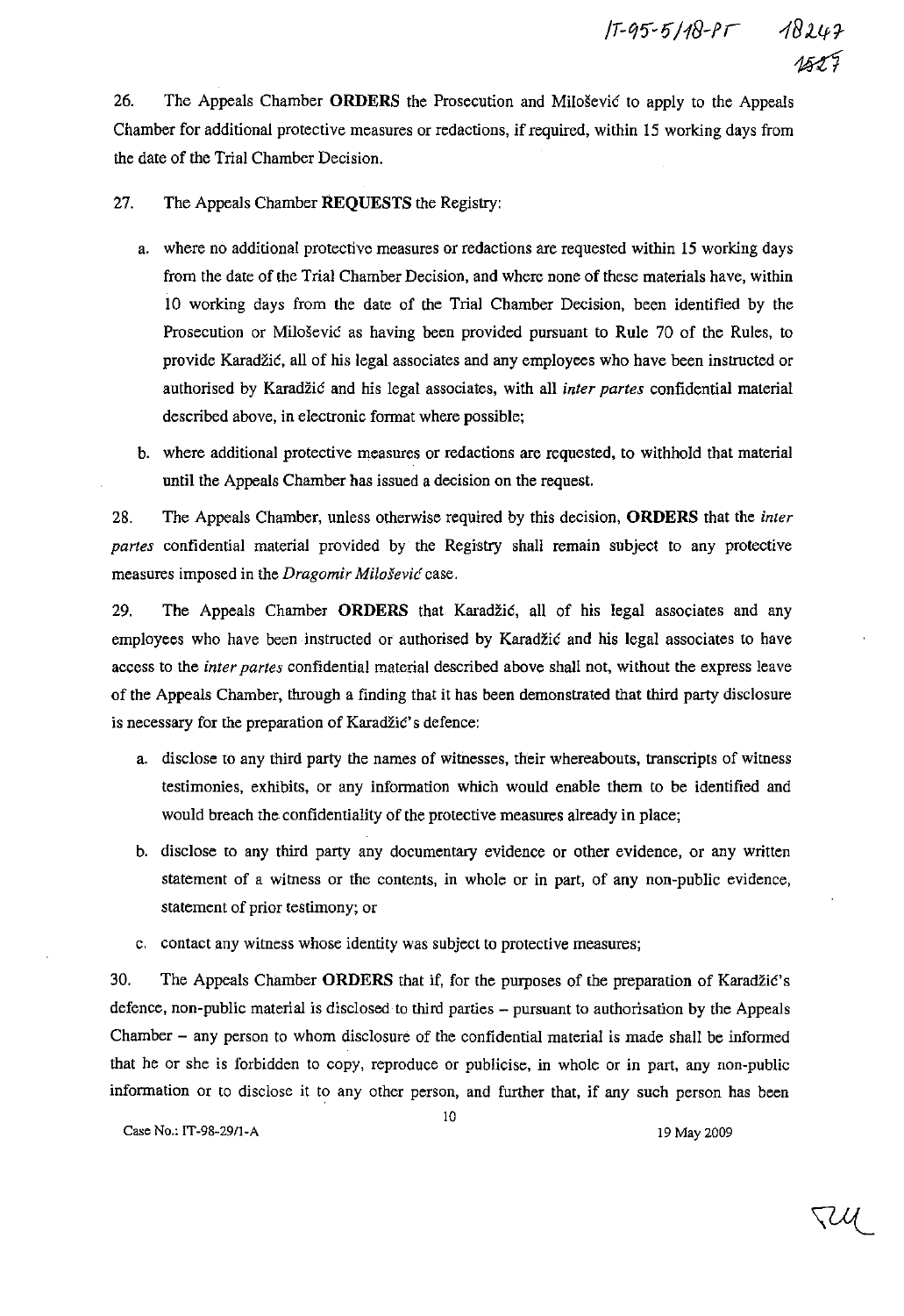26. The Appeals Chamber **ORDERS** the Prosecution and Milošević to apply to the Appeals Chamber for additional protective measures or redactions, if required, within 15 working days from the date of the Trial Chamber Decision.

27. The Appeals Chamber **REQUESTS** the Registry:

a. where no additional protective measures or redactions are requested within 15 working days from the date of the Trial Chamber Decision, and where none of these materials have, within 10 working days from the date of the Trial Chamber Decision, been identified by the Prosecution or Milošević as having been provided pursuant to Rule 70 of the Rules, to provide Karadžić, all of his legal associates and any employees who have been instructed or authorised by Karadžić and his legal associates, with all *inter partes* confidential material described above, in electronic format where possible;

b. where additional protective measures or redactions are requested, to withhold that material until the Appeals Chamber has issued a decision on the request.

28. The Appeals Chamber, unless otherwise required by this decision, **ORDERS** that the *inter partes* confidential material provided by the Registry shall remain subject to any protective measures imposed in the *Dragomir Milošević* case.

29. The Appeals Chamber **ORDERS** that Karadžić, all of his legal associates and any employees who have been instructed or authorised by Karadžić and his legal associates to have access to the *inter partes* confidential material described above shall not, without the express leave of the Appeals Chamber, through a finding that it has been demonstrated that third party disclosure is necessary for the preparation of Karadžić's defence:

a. disclose to any third party the names of witnesses, their whereabouts, transcripts of witness testimonies, exhibits, or any information which would enable them to be identified and would breach the confidentiality of the protective measures already in place;

b. disclose to any third party any documentary evidence or other evidence, or any written statement of a witness or the contents, in whole or in part, of any non-public evidence, statement of prior testimony; or

c. contact any witness whose identity was subject to protective measures;

30. The Appeals Chamber **ORDERS** that if, for the purposes of the preparation of Karadžić's defence, non-public material is disclosed to third parties – pursuant to authorisation by the Appeals Chamber – any person to whom disclosure of the confidential material is made shall be informed that he or she is forbidden to copy, reproduce or publicise, in whole or in part, any non-public information or to disclose it to any other person, and further that, if any such person has been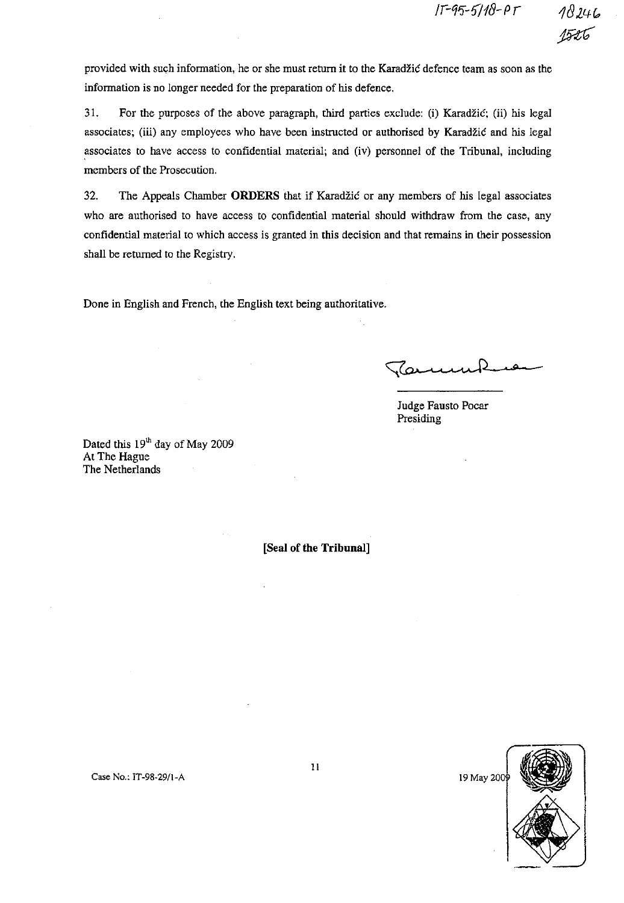provided with such information, he or she must return it to the Karadžić defence team as soon as the information is no longer needed for the preparation of his defence.

31. For the purposes of the above paragraph, third parties exclude: (i) Karadžić; (ii) his legal associates; (iii) any employees who have been instructed or authorised by Karadžić and his legal associates to have access to confidential material; and (iv) personnel of the Tribunal, including members of the Prosecution.

32. The Appeals Chamber **ORDERS** that if Karadžić or any members of his legal associates who are authorised to have access to confidential material should withdraw from the case, any confidential material to which access is granted in this decision and that remains in their possession shall be returned to the Registry.

Done in English and French, the English text being authoritative.

Judge Fausto Pocar
Presiding

Dated this 19th day of May 2009
At The Hague
The Netherlands

**[Seal of the Tribunal]**